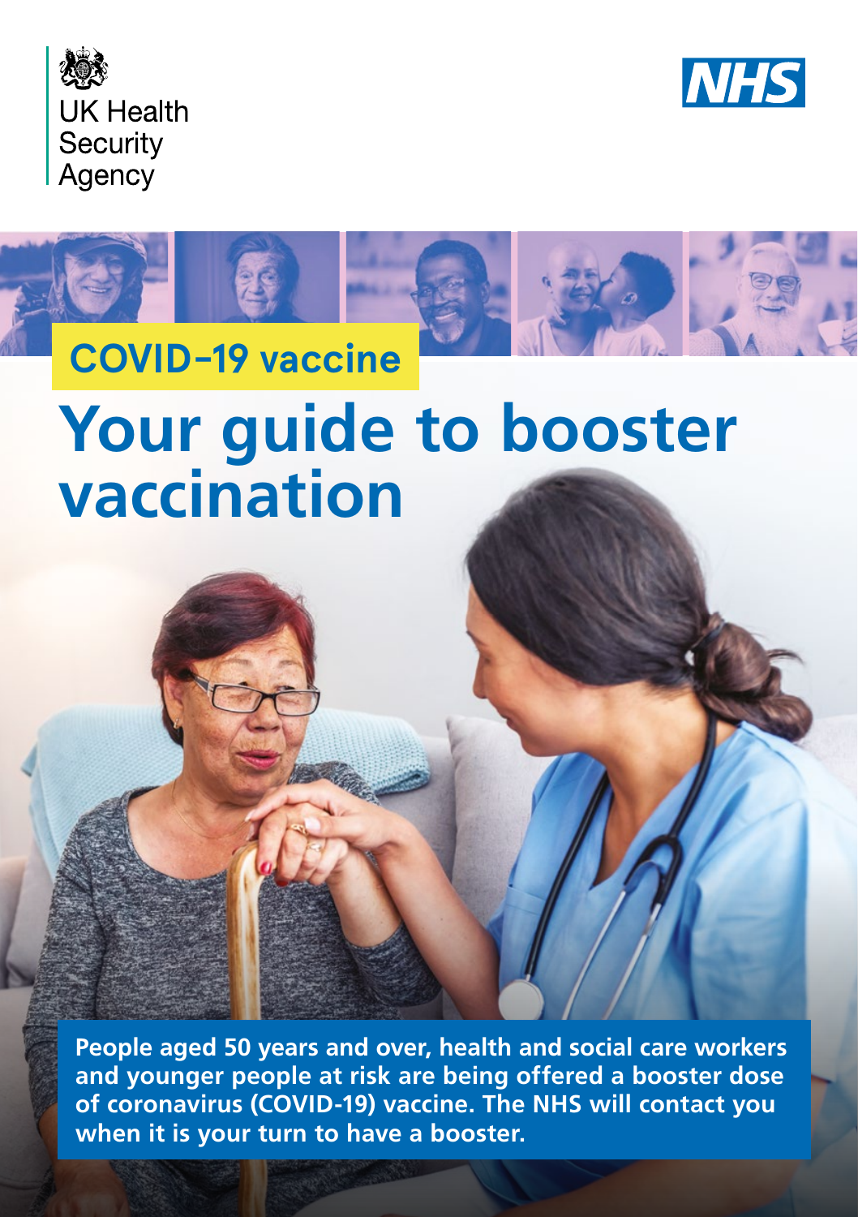UK Health Security Agency

NHS

COVID-19 vaccine

# Your guide to booster vaccination

**People aged 50 years and over, health and social care workers and younger people at risk are being offered a booster dose of coronavirus (COVID-19) vaccine. The NHS will contact you when it is your turn to have a booster.**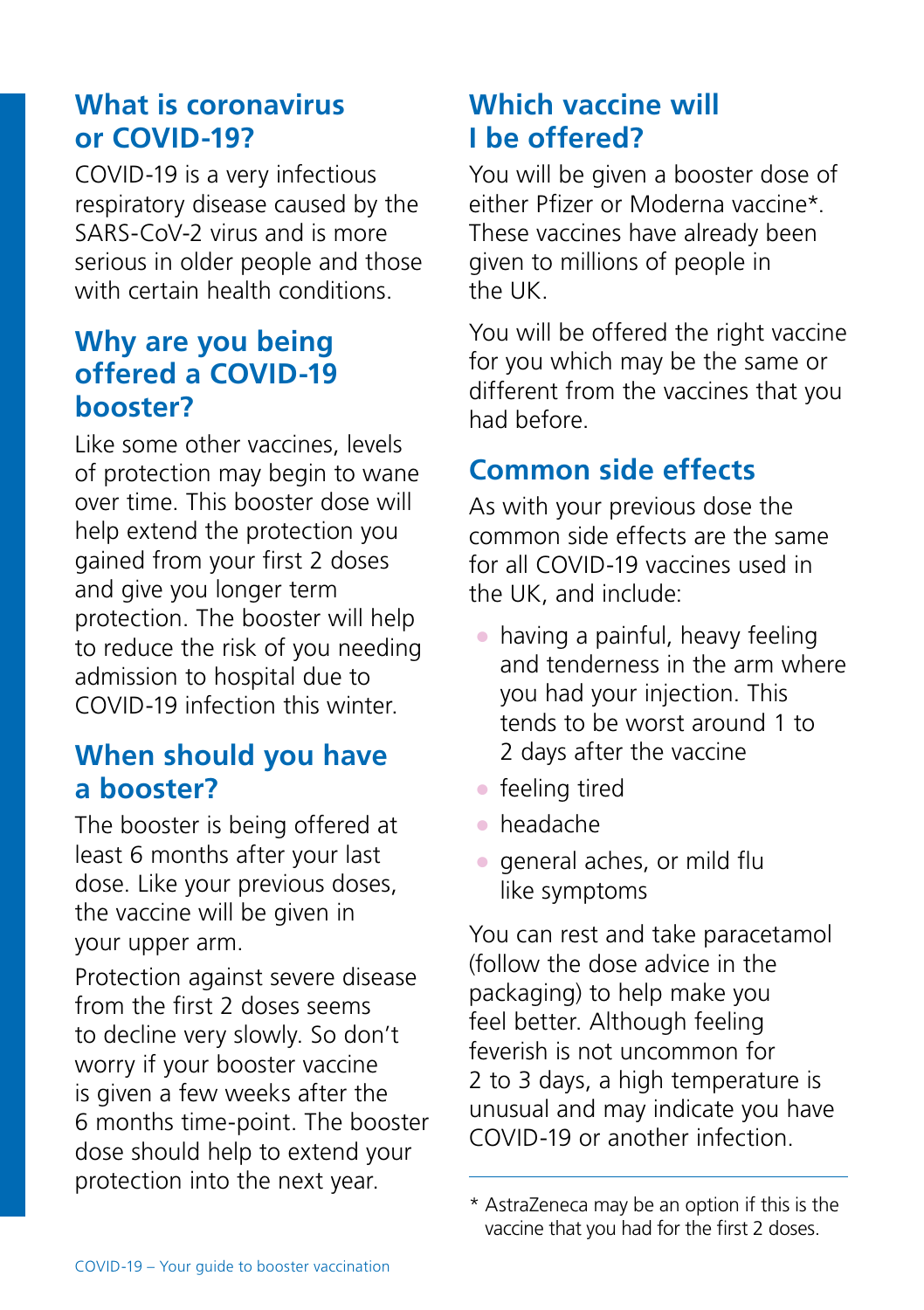## What is coronavirus or COVID-19?

COVID-19 is a very infectious respiratory disease caused by the SARS-CoV-2 virus and is more serious in older people and those with certain health conditions.

## Why are you being offered a COVID-19 booster?

Like some other vaccines, levels of protection may begin to wane over time. This booster dose will help extend the protection you gained from your first 2 doses and give you longer term protection. The booster will help to reduce the risk of you needing admission to hospital due to COVID-19 infection this winter.

## When should you have a booster?

The booster is being offered at least 6 months after your last dose. Like your previous doses, the vaccine will be given in your upper arm.

Protection against severe disease from the first 2 doses seems to decline very slowly. So don't worry if your booster vaccine is given a few weeks after the 6 months time-point. The booster dose should help to extend your protection into the next year.

## Which vaccine will I be offered?

You will be given a booster dose of either Pfizer or Moderna vaccine*. These vaccines have already been given to millions of people in the UK.

You will be offered the right vaccine for you which may be the same or different from the vaccines that you had before.

## Common side effects

As with your previous dose the common side effects are the same for all COVID-19 vaccines used in the UK, and include:

- having a painful, heavy feeling and tenderness in the arm where you had your injection. This tends to be worst around 1 to 2 days after the vaccine
- feeling tired
- headache
- general aches, or mild flu like symptoms

You can rest and take paracetamol (follow the dose advice in the packaging) to help make you feel better. Although feeling feverish is not uncommon for 2 to 3 days, a high temperature is unusual and may indicate you have COVID-19 or another infection.

---

* AstraZeneca may be an option if this is the vaccine that you had for the first 2 doses.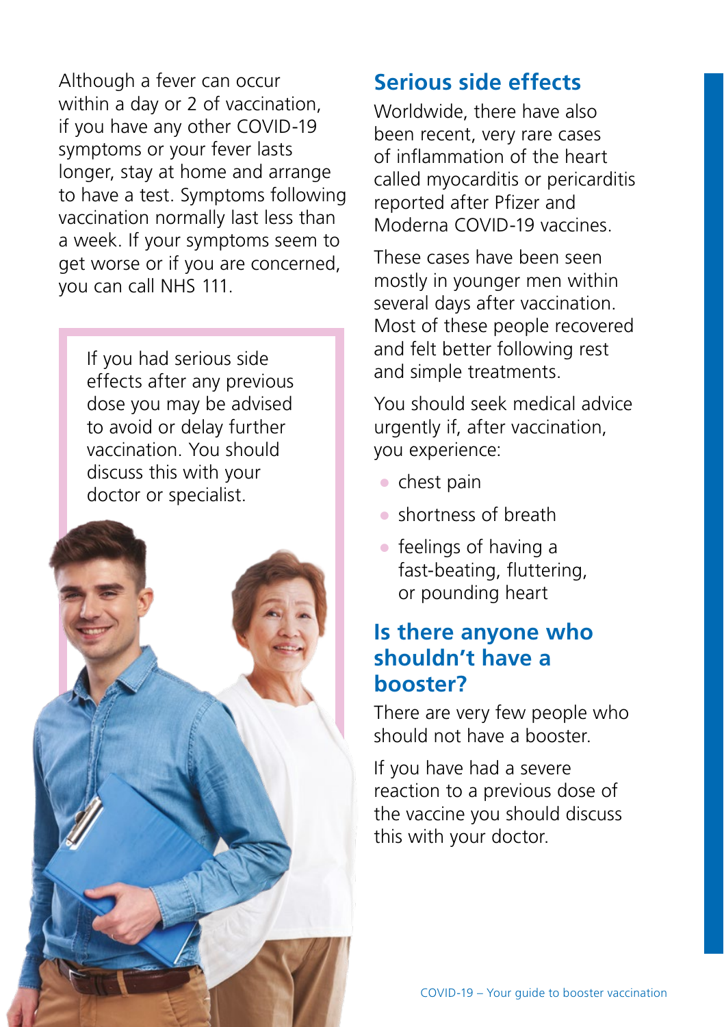Although a fever can occur within a day or 2 of vaccination, if you have any other COVID-19 symptoms or your fever lasts longer, stay at home and arrange to have a test. Symptoms following vaccination normally last less than a week. If your symptoms seem to get worse or if you are concerned, you can call NHS 111.

If you had serious side effects after any previous dose you may be advised to avoid or delay further vaccination. You should discuss this with your doctor or specialist.

## Serious side effects

Worldwide, there have also been recent, very rare cases of inflammation of the heart called myocarditis or pericarditis reported after Pfizer and Moderna COVID-19 vaccines.

These cases have been seen mostly in younger men within several days after vaccination. Most of these people recovered and felt better following rest and simple treatments.

You should seek medical advice urgently if, after vaccination, you experience:

- chest pain
- shortness of breath
- feelings of having a fast-beating, fluttering, or pounding heart

## Is there anyone who shouldn't have a booster?

There are very few people who should not have a booster.

If you have had a severe reaction to a previous dose of the vaccine you should discuss this with your doctor.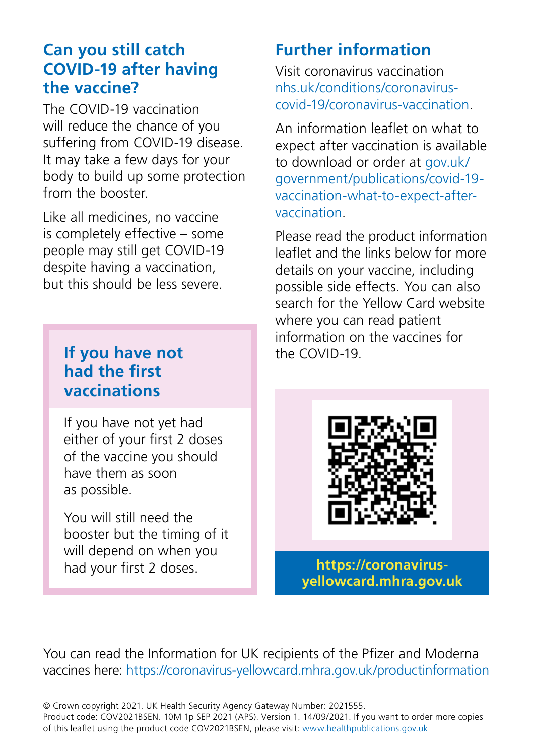## Can you still catch COVID-19 after having the vaccine?

The COVID-19 vaccination will reduce the chance of you suffering from COVID-19 disease. It may take a few days for your body to build up some protection from the booster.

Like all medicines, no vaccine is completely effective – some people may still get COVID-19 despite having a vaccination, but this should be less severe.

### If you have not had the first vaccinations

If you have not yet had either of your first 2 doses of the vaccine you should have them as soon as possible.

You will still need the booster but the timing of it will depend on when you had your first 2 doses.

## Further information

Visit coronavirus vaccination nhs.uk/conditions/coronavirus-covid-19/coronavirus-vaccination.

An information leaflet on what to expect after vaccination is available to download or order at gov.uk/government/publications/covid-19-vaccination-what-to-expect-after-vaccination.

Please read the product information leaflet and the links below for more details on your vaccine, including possible side effects. You can also search for the Yellow Card website where you can read patient information on the vaccines for the COVID-19.

**https://coronavirus-yellowcard.mhra.gov.uk**

You can read the Information for UK recipients of the Pfizer and Moderna vaccines here: https://coronavirus-yellowcard.mhra.gov.uk/productinformation

© Crown copyright 2021. UK Health Security Agency Gateway Number: 2021555.
Product code: COV2021BSEN. 10M 1p SEP 2021 (APS). Version 1. 14/09/2021. If you want to order more copies of this leaflet using the product code COV2021BSEN, please visit: www.healthpublications.gov.uk